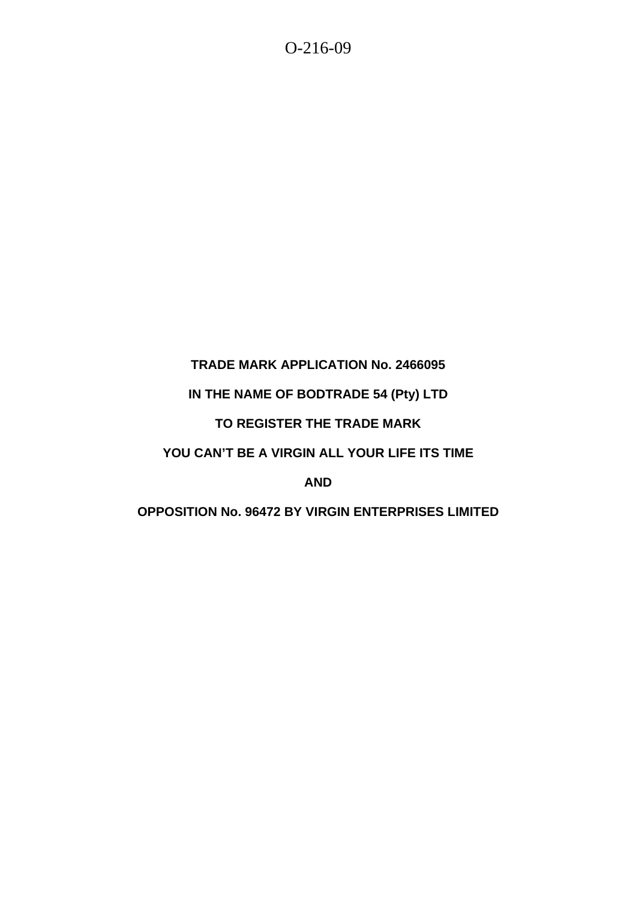O-216-09

**TRADE MARK APPLICATION No. 2466095**

**IN THE NAME OF BODTRADE 54 (Pty) LTD**

**TO REGISTER THE TRADE MARK**

**YOU CAN'T BE A VIRGIN ALL YOUR LIFE ITS TIME**

**AND**

**OPPOSITION No. 96472 BY VIRGIN ENTERPRISES LIMITED**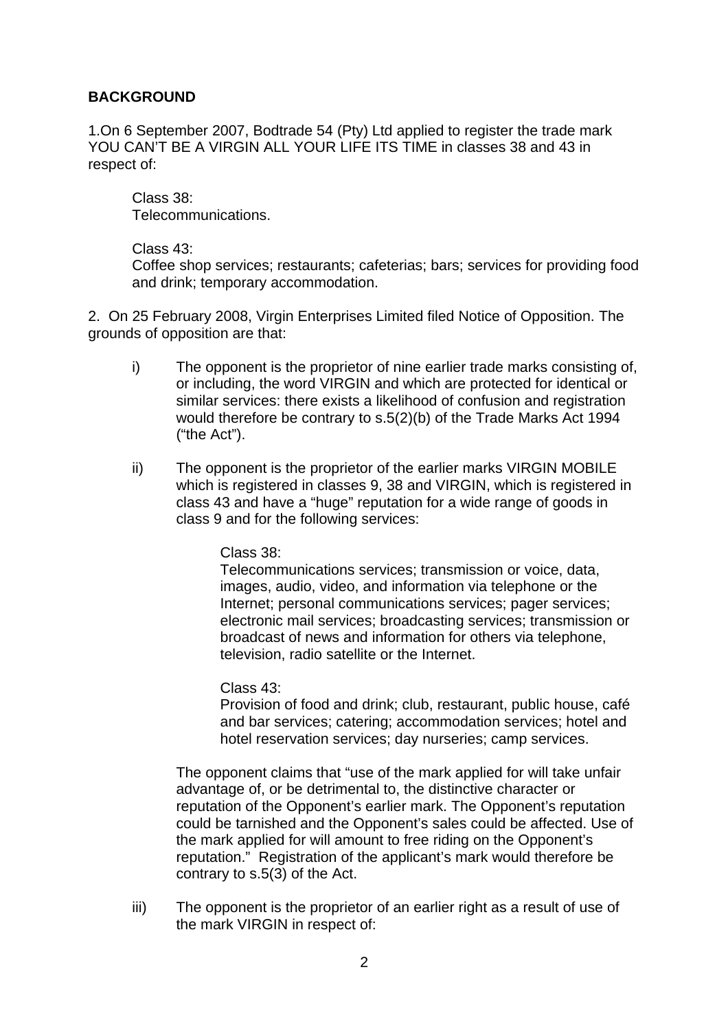**BACKGROUND**

1.On 6 September 2007, Bodtrade 54 (Pty) Ltd applied to register the trade mark YOU CAN'T BE A VIRGIN ALL YOUR LIFE ITS TIME in classes 38 and 43 in respect of:

> Class 38:
> Telecommunications.
>
> Class 43:
> Coffee shop services; restaurants; cafeterias; bars; services for providing food and drink; temporary accommodation.

2. On 25 February 2008, Virgin Enterprises Limited filed Notice of Opposition. The grounds of opposition are that:

i) The opponent is the proprietor of nine earlier trade marks consisting of, or including, the word VIRGIN and which are protected for identical or similar services: there exists a likelihood of confusion and registration would therefore be contrary to s.5(2)(b) of the Trade Marks Act 1994 ("the Act").

ii) The opponent is the proprietor of the earlier marks VIRGIN MOBILE which is registered in classes 9, 38 and VIRGIN, which is registered in class 43 and have a "huge" reputation for a wide range of goods in class 9 and for the following services:

> Class 38:
> Telecommunications services; transmission or voice, data, images, audio, video, and information via telephone or the Internet; personal communications services; pager services; electronic mail services; broadcasting services; transmission or broadcast of news and information for others via telephone, television, radio satellite or the Internet.
>
> Class 43:
> Provision of food and drink; club, restaurant, public house, café and bar services; catering; accommodation services; hotel and hotel reservation services; day nurseries; camp services.

The opponent claims that "use of the mark applied for will take unfair advantage of, or be detrimental to, the distinctive character or reputation of the Opponent's earlier mark. The Opponent's reputation could be tarnished and the Opponent's sales could be affected. Use of the mark applied for will amount to free riding on the Opponent's reputation." Registration of the applicant's mark would therefore be contrary to s.5(3) of the Act.

iii) The opponent is the proprietor of an earlier right as a result of use of the mark VIRGIN in respect of: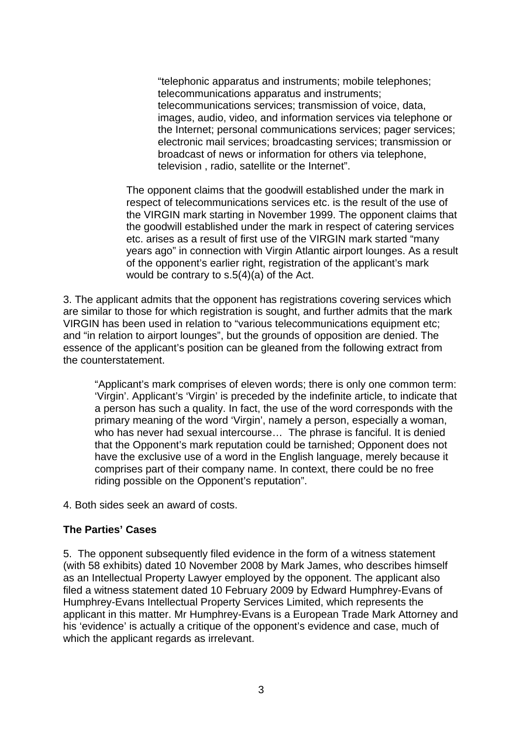> "telephonic apparatus and instruments; mobile telephones; telecommunications apparatus and instruments; telecommunications services; transmission of voice, data, images, audio, video, and information services via telephone or the Internet; personal communications services; pager services; electronic mail services; broadcasting services; transmission or broadcast of news or information for others via telephone, television , radio, satellite or the Internet".

The opponent claims that the goodwill established under the mark in respect of telecommunications services etc. is the result of the use of the VIRGIN mark starting in November 1999. The opponent claims that the goodwill established under the mark in respect of catering services etc. arises as a result of first use of the VIRGIN mark started "many years ago" in connection with Virgin Atlantic airport lounges. As a result of the opponent's earlier right, registration of the applicant's mark would be contrary to s.5(4)(a) of the Act.

3. The applicant admits that the opponent has registrations covering services which are similar to those for which registration is sought, and further admits that the mark VIRGIN has been used in relation to "various telecommunications equipment etc; and "in relation to airport lounges", but the grounds of opposition are denied. The essence of the applicant's position can be gleaned from the following extract from the counterstatement.

> "Applicant's mark comprises of eleven words; there is only one common term: 'Virgin'. Applicant's 'Virgin' is preceded by the indefinite article, to indicate that a person has such a quality. In fact, the use of the word corresponds with the primary meaning of the word 'Virgin', namely a person, especially a woman, who has never had sexual intercourse… The phrase is fanciful. It is denied that the Opponent's mark reputation could be tarnished; Opponent does not have the exclusive use of a word in the English language, merely because it comprises part of their company name. In context, there could be no free riding possible on the Opponent's reputation".

4. Both sides seek an award of costs.

**The Parties' Cases**

5. The opponent subsequently filed evidence in the form of a witness statement (with 58 exhibits) dated 10 November 2008 by Mark James, who describes himself as an Intellectual Property Lawyer employed by the opponent. The applicant also filed a witness statement dated 10 February 2009 by Edward Humphrey-Evans of Humphrey-Evans Intellectual Property Services Limited, which represents the applicant in this matter. Mr Humphrey-Evans is a European Trade Mark Attorney and his 'evidence' is actually a critique of the opponent's evidence and case, much of which the applicant regards as irrelevant.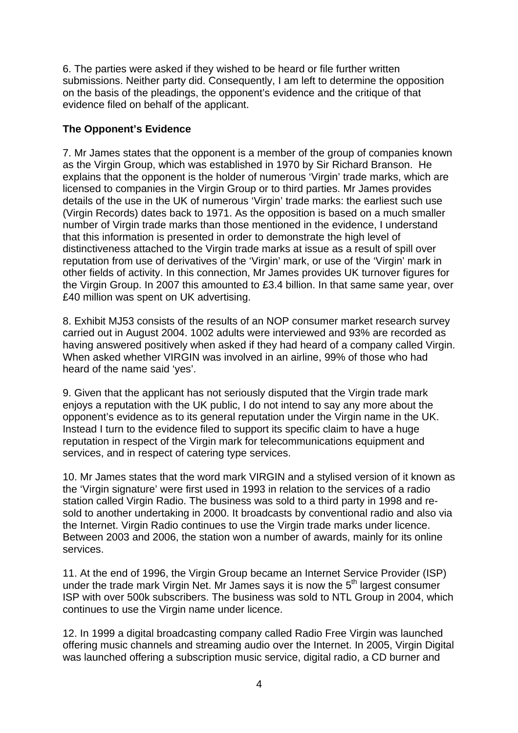6. The parties were asked if they wished to be heard or file further written submissions. Neither party did. Consequently, I am left to determine the opposition on the basis of the pleadings, the opponent's evidence and the critique of that evidence filed on behalf of the applicant.

**The Opponent's Evidence**

7. Mr James states that the opponent is a member of the group of companies known as the Virgin Group, which was established in 1970 by Sir Richard Branson. He explains that the opponent is the holder of numerous 'Virgin' trade marks, which are licensed to companies in the Virgin Group or to third parties. Mr James provides details of the use in the UK of numerous 'Virgin' trade marks: the earliest such use (Virgin Records) dates back to 1971. As the opposition is based on a much smaller number of Virgin trade marks than those mentioned in the evidence, I understand that this information is presented in order to demonstrate the high level of distinctiveness attached to the Virgin trade marks at issue as a result of spill over reputation from use of derivatives of the 'Virgin' mark, or use of the 'Virgin' mark in other fields of activity. In this connection, Mr James provides UK turnover figures for the Virgin Group. In 2007 this amounted to £3.4 billion. In that same same year, over £40 million was spent on UK advertising.

8. Exhibit MJ53 consists of the results of an NOP consumer market research survey carried out in August 2004. 1002 adults were interviewed and 93% are recorded as having answered positively when asked if they had heard of a company called Virgin. When asked whether VIRGIN was involved in an airline, 99% of those who had heard of the name said 'yes'.

9. Given that the applicant has not seriously disputed that the Virgin trade mark enjoys a reputation with the UK public, I do not intend to say any more about the opponent's evidence as to its general reputation under the Virgin name in the UK. Instead I turn to the evidence filed to support its specific claim to have a huge reputation in respect of the Virgin mark for telecommunications equipment and services, and in respect of catering type services.

10. Mr James states that the word mark VIRGIN and a stylised version of it known as the 'Virgin signature' were first used in 1993 in relation to the services of a radio station called Virgin Radio. The business was sold to a third party in 1998 and re-sold to another undertaking in 2000. It broadcasts by conventional radio and also via the Internet. Virgin Radio continues to use the Virgin trade marks under licence. Between 2003 and 2006, the station won a number of awards, mainly for its online services.

11. At the end of 1996, the Virgin Group became an Internet Service Provider (ISP) under the trade mark Virgin Net. Mr James says it is now the 5th largest consumer ISP with over 500k subscribers. The business was sold to NTL Group in 2004, which continues to use the Virgin name under licence.

12. In 1999 a digital broadcasting company called Radio Free Virgin was launched offering music channels and streaming audio over the Internet. In 2005, Virgin Digital was launched offering a subscription music service, digital radio, a CD burner and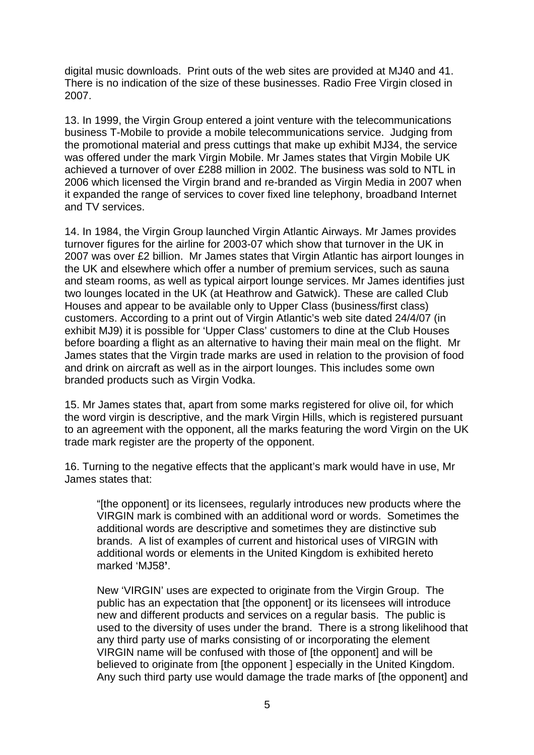digital music downloads. Print outs of the web sites are provided at MJ40 and 41. There is no indication of the size of these businesses. Radio Free Virgin closed in 2007.

13. In 1999, the Virgin Group entered a joint venture with the telecommunications business T-Mobile to provide a mobile telecommunications service. Judging from the promotional material and press cuttings that make up exhibit MJ34, the service was offered under the mark Virgin Mobile. Mr James states that Virgin Mobile UK achieved a turnover of over £288 million in 2002. The business was sold to NTL in 2006 which licensed the Virgin brand and re-branded as Virgin Media in 2007 when it expanded the range of services to cover fixed line telephony, broadband Internet and TV services.

14. In 1984, the Virgin Group launched Virgin Atlantic Airways. Mr James provides turnover figures for the airline for 2003-07 which show that turnover in the UK in 2007 was over £2 billion. Mr James states that Virgin Atlantic has airport lounges in the UK and elsewhere which offer a number of premium services, such as sauna and steam rooms, as well as typical airport lounge services. Mr James identifies just two lounges located in the UK (at Heathrow and Gatwick). These are called Club Houses and appear to be available only to Upper Class (business/first class) customers. According to a print out of Virgin Atlantic's web site dated 24/4/07 (in exhibit MJ9) it is possible for 'Upper Class' customers to dine at the Club Houses before boarding a flight as an alternative to having their main meal on the flight. Mr James states that the Virgin trade marks are used in relation to the provision of food and drink on aircraft as well as in the airport lounges. This includes some own branded products such as Virgin Vodka.

15. Mr James states that, apart from some marks registered for olive oil, for which the word virgin is descriptive, and the mark Virgin Hills, which is registered pursuant to an agreement with the opponent, all the marks featuring the word Virgin on the UK trade mark register are the property of the opponent.

16. Turning to the negative effects that the applicant's mark would have in use, Mr James states that:

> "[the opponent] or its licensees, regularly introduces new products where the VIRGIN mark is combined with an additional word or words. Sometimes the additional words are descriptive and sometimes they are distinctive sub brands. A list of examples of current and historical uses of VIRGIN with additional words or elements in the United Kingdom is exhibited hereto marked 'MJ58'.
>
> New 'VIRGIN' uses are expected to originate from the Virgin Group. The public has an expectation that [the opponent] or its licensees will introduce new and different products and services on a regular basis. The public is used to the diversity of uses under the brand. There is a strong likelihood that any third party use of marks consisting of or incorporating the element VIRGIN name will be confused with those of [the opponent] and will be believed to originate from [the opponent ] especially in the United Kingdom. Any such third party use would damage the trade marks of [the opponent] and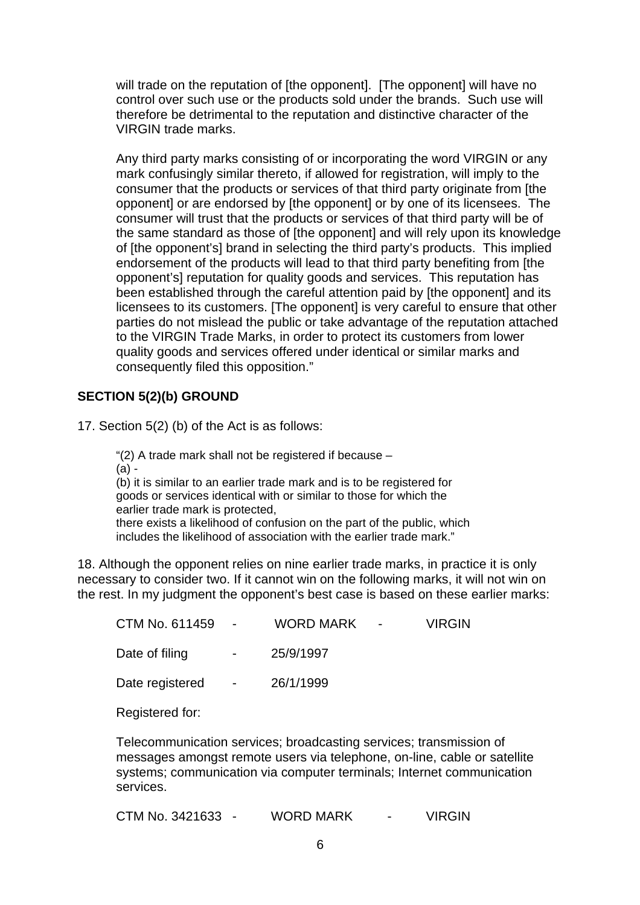> will trade on the reputation of [the opponent]. [The opponent] will have no control over such use or the products sold under the brands. Such use will therefore be detrimental to the reputation and distinctive character of the VIRGIN trade marks.
>
> Any third party marks consisting of or incorporating the word VIRGIN or any mark confusingly similar thereto, if allowed for registration, will imply to the consumer that the products or services of that third party originate from [the opponent] or are endorsed by [the opponent] or by one of its licensees. The consumer will trust that the products or services of that third party will be of the same standard as those of [the opponent] and will rely upon its knowledge of [the opponent's] brand in selecting the third party's products. This implied endorsement of the products will lead to that third party benefiting from [the opponent's] reputation for quality goods and services. This reputation has been established through the careful attention paid by [the opponent] and its licensees to its customers. [The opponent] is very careful to ensure that other parties do not mislead the public or take advantage of the reputation attached to the VIRGIN Trade Marks, in order to protect its customers from lower quality goods and services offered under identical or similar marks and consequently filed this opposition."

## SECTION 5(2)(b) GROUND

17. Section 5(2) (b) of the Act is as follows:

> "(2) A trade mark shall not be registered if because –
> (a) -
> (b) it is similar to an earlier trade mark and is to be registered for goods or services identical with or similar to those for which the earlier trade mark is protected,
> there exists a likelihood of confusion on the part of the public, which includes the likelihood of association with the earlier trade mark."

18. Although the opponent relies on nine earlier trade marks, in practice it is only necessary to consider two. If it cannot win on the following marks, it will not win on the rest. In my judgment the opponent's best case is based on these earlier marks:

CTM No. 611459 - WORD MARK - VIRGIN

Date of filing - 25/9/1997

Date registered - 26/1/1999

Registered for:

Telecommunication services; broadcasting services; transmission of messages amongst remote users via telephone, on-line, cable or satellite systems; communication via computer terminals; Internet communication services.

CTM No. 3421633 - WORD MARK - VIRGIN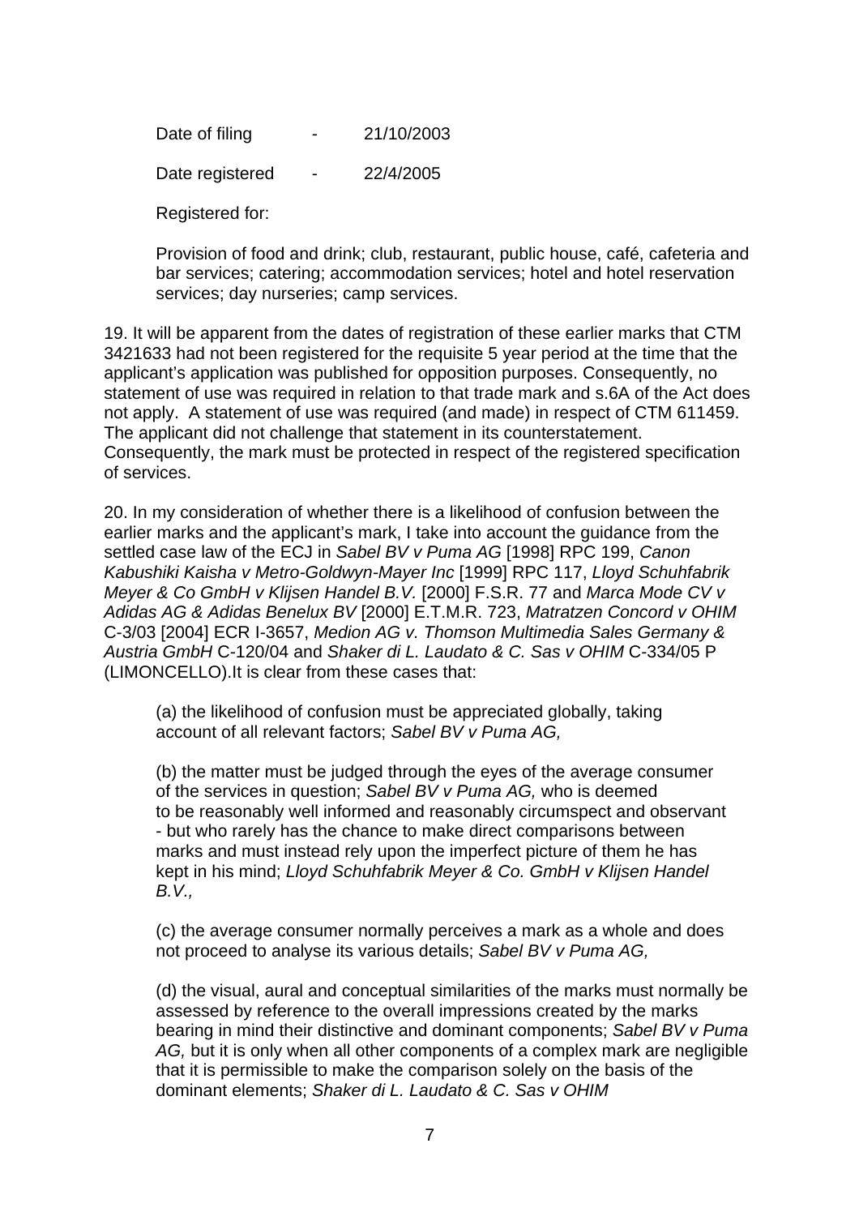Date of filing - 21/10/2003

Date registered - 22/4/2005

Registered for:

Provision of food and drink; club, restaurant, public house, café, cafeteria and bar services; catering; accommodation services; hotel and hotel reservation services; day nurseries; camp services.

19. It will be apparent from the dates of registration of these earlier marks that CTM 3421633 had not been registered for the requisite 5 year period at the time that the applicant's application was published for opposition purposes. Consequently, no statement of use was required in relation to that trade mark and s.6A of the Act does not apply. A statement of use was required (and made) in respect of CTM 611459. The applicant did not challenge that statement in its counterstatement. Consequently, the mark must be protected in respect of the registered specification of services.

20. In my consideration of whether there is a likelihood of confusion between the earlier marks and the applicant's mark, I take into account the guidance from the settled case law of the ECJ in *Sabel BV v Puma AG* [1998] RPC 199, *Canon Kabushiki Kaisha v Metro-Goldwyn-Mayer Inc* [1999] RPC 117, *Lloyd Schuhfabrik Meyer & Co GmbH v Klijsen Handel B.V.* [2000] F.S.R. 77 and *Marca Mode CV v Adidas AG & Adidas Benelux BV* [2000] E.T.M.R. 723, *Matratzen Concord v OHIM* C-3/03 [2004] ECR I-3657, *Medion AG v. Thomson Multimedia Sales Germany & Austria GmbH* C-120/04 and *Shaker di L. Laudato & C. Sas v OHIM* C-334/05 P (LIMONCELLO).It is clear from these cases that:

(a) the likelihood of confusion must be appreciated globally, taking account of all relevant factors; *Sabel BV v Puma AG,*

(b) the matter must be judged through the eyes of the average consumer of the services in question; *Sabel BV v Puma AG,* who is deemed to be reasonably well informed and reasonably circumspect and observant - but who rarely has the chance to make direct comparisons between marks and must instead rely upon the imperfect picture of them he has kept in his mind; *Lloyd Schuhfabrik Meyer & Co. GmbH v Klijsen Handel B.V.,*

(c) the average consumer normally perceives a mark as a whole and does not proceed to analyse its various details; *Sabel BV v Puma AG,*

(d) the visual, aural and conceptual similarities of the marks must normally be assessed by reference to the overall impressions created by the marks bearing in mind their distinctive and dominant components; *Sabel BV v Puma AG,* but it is only when all other components of a complex mark are negligible that it is permissible to make the comparison solely on the basis of the dominant elements; *Shaker di L. Laudato & C. Sas v OHIM*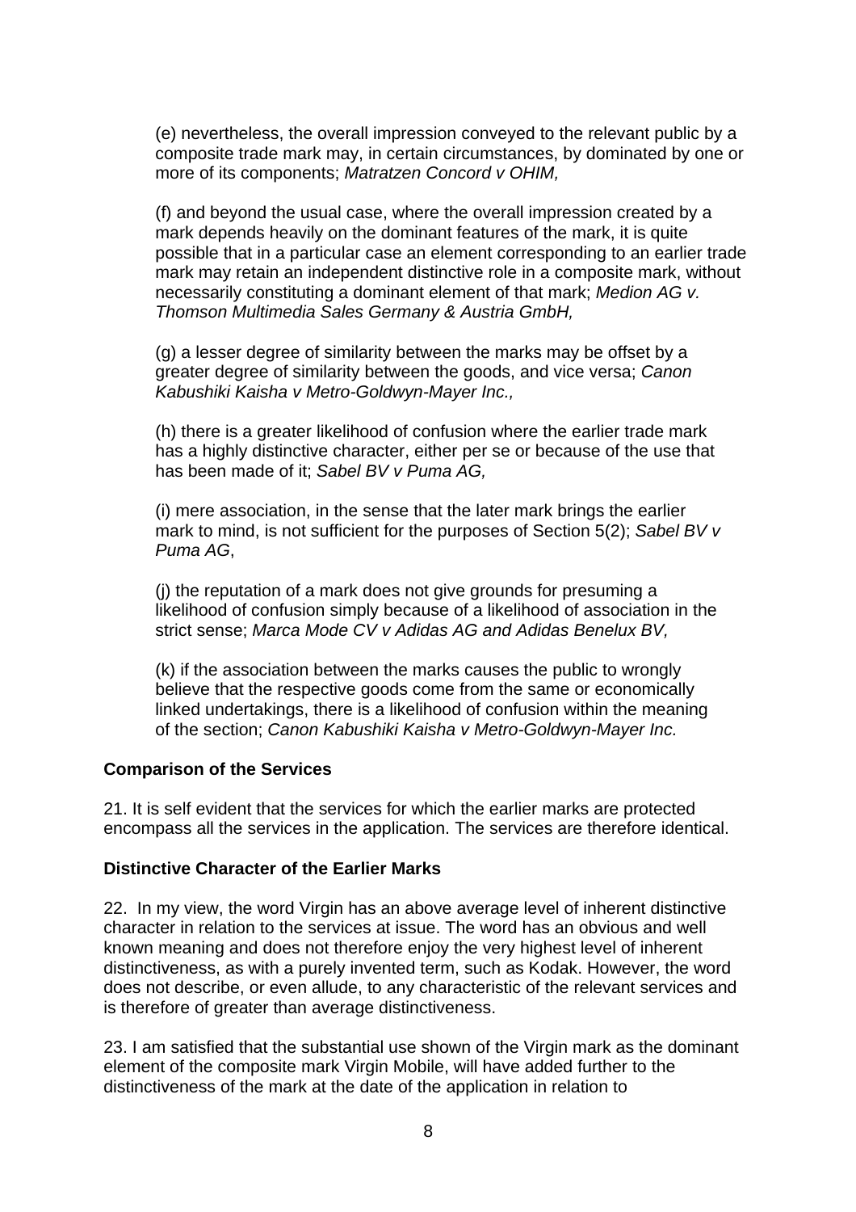(e) nevertheless, the overall impression conveyed to the relevant public by a composite trade mark may, in certain circumstances, by dominated by one or more of its components; *Matratzen Concord v OHIM,*

(f) and beyond the usual case, where the overall impression created by a mark depends heavily on the dominant features of the mark, it is quite possible that in a particular case an element corresponding to an earlier trade mark may retain an independent distinctive role in a composite mark, without necessarily constituting a dominant element of that mark; *Medion AG v. Thomson Multimedia Sales Germany & Austria GmbH,*

(g) a lesser degree of similarity between the marks may be offset by a greater degree of similarity between the goods, and vice versa; *Canon Kabushiki Kaisha v Metro-Goldwyn-Mayer Inc.,*

(h) there is a greater likelihood of confusion where the earlier trade mark has a highly distinctive character, either per se or because of the use that has been made of it; *Sabel BV v Puma AG,*

(i) mere association, in the sense that the later mark brings the earlier mark to mind, is not sufficient for the purposes of Section 5(2); *Sabel BV v Puma AG*,

(j) the reputation of a mark does not give grounds for presuming a likelihood of confusion simply because of a likelihood of association in the strict sense; *Marca Mode CV v Adidas AG and Adidas Benelux BV,*

(k) if the association between the marks causes the public to wrongly believe that the respective goods come from the same or economically linked undertakings, there is a likelihood of confusion within the meaning of the section; *Canon Kabushiki Kaisha v Metro-Goldwyn-Mayer Inc.*

**Comparison of the Services**

21. It is self evident that the services for which the earlier marks are protected encompass all the services in the application. The services are therefore identical.

**Distinctive Character of the Earlier Marks**

22. In my view, the word Virgin has an above average level of inherent distinctive character in relation to the services at issue. The word has an obvious and well known meaning and does not therefore enjoy the very highest level of inherent distinctiveness, as with a purely invented term, such as Kodak. However, the word does not describe, or even allude, to any characteristic of the relevant services and is therefore of greater than average distinctiveness.

23. I am satisfied that the substantial use shown of the Virgin mark as the dominant element of the composite mark Virgin Mobile, will have added further to the distinctiveness of the mark at the date of the application in relation to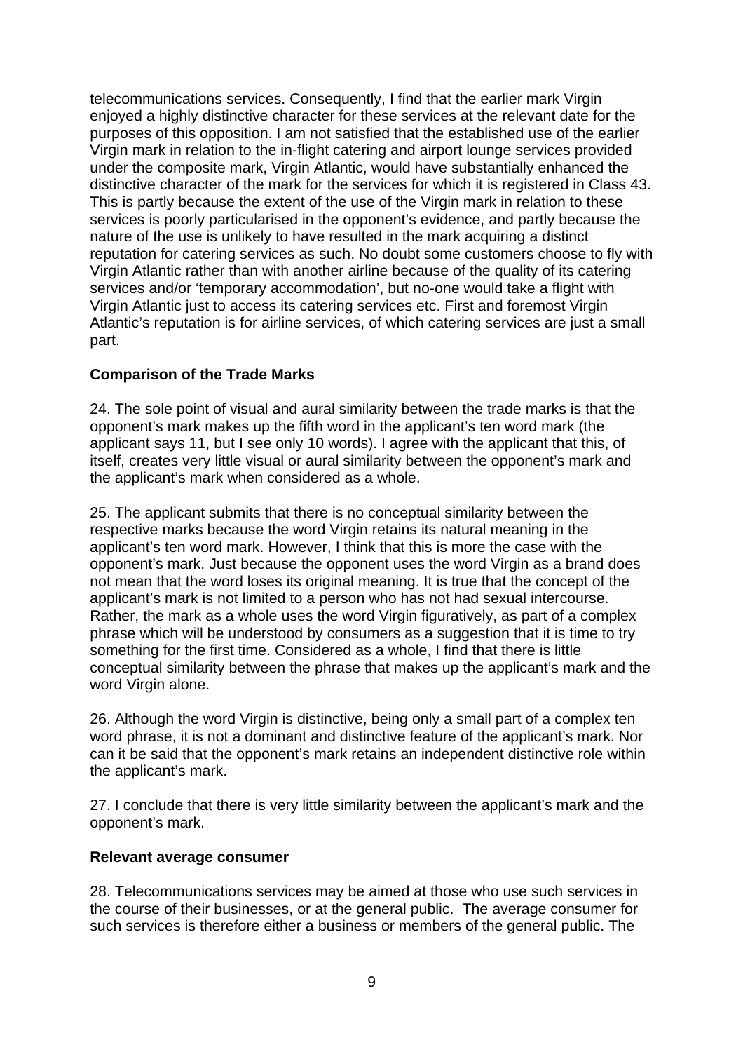telecommunications services. Consequently, I find that the earlier mark Virgin enjoyed a highly distinctive character for these services at the relevant date for the purposes of this opposition. I am not satisfied that the established use of the earlier Virgin mark in relation to the in-flight catering and airport lounge services provided under the composite mark, Virgin Atlantic, would have substantially enhanced the distinctive character of the mark for the services for which it is registered in Class 43. This is partly because the extent of the use of the Virgin mark in relation to these services is poorly particularised in the opponent's evidence, and partly because the nature of the use is unlikely to have resulted in the mark acquiring a distinct reputation for catering services as such. No doubt some customers choose to fly with Virgin Atlantic rather than with another airline because of the quality of its catering services and/or 'temporary accommodation', but no-one would take a flight with Virgin Atlantic just to access its catering services etc. First and foremost Virgin Atlantic's reputation is for airline services, of which catering services are just a small part.

**Comparison of the Trade Marks**

24. The sole point of visual and aural similarity between the trade marks is that the opponent's mark makes up the fifth word in the applicant's ten word mark (the applicant says 11, but I see only 10 words). I agree with the applicant that this, of itself, creates very little visual or aural similarity between the opponent's mark and the applicant's mark when considered as a whole.

25. The applicant submits that there is no conceptual similarity between the respective marks because the word Virgin retains its natural meaning in the applicant's ten word mark. However, I think that this is more the case with the opponent's mark. Just because the opponent uses the word Virgin as a brand does not mean that the word loses its original meaning. It is true that the concept of the applicant's mark is not limited to a person who has not had sexual intercourse. Rather, the mark as a whole uses the word Virgin figuratively, as part of a complex phrase which will be understood by consumers as a suggestion that it is time to try something for the first time. Considered as a whole, I find that there is little conceptual similarity between the phrase that makes up the applicant's mark and the word Virgin alone.

26. Although the word Virgin is distinctive, being only a small part of a complex ten word phrase, it is not a dominant and distinctive feature of the applicant's mark. Nor can it be said that the opponent's mark retains an independent distinctive role within the applicant's mark.

27. I conclude that there is very little similarity between the applicant's mark and the opponent's mark.

**Relevant average consumer**

28. Telecommunications services may be aimed at those who use such services in the course of their businesses, or at the general public. The average consumer for such services is therefore either a business or members of the general public. The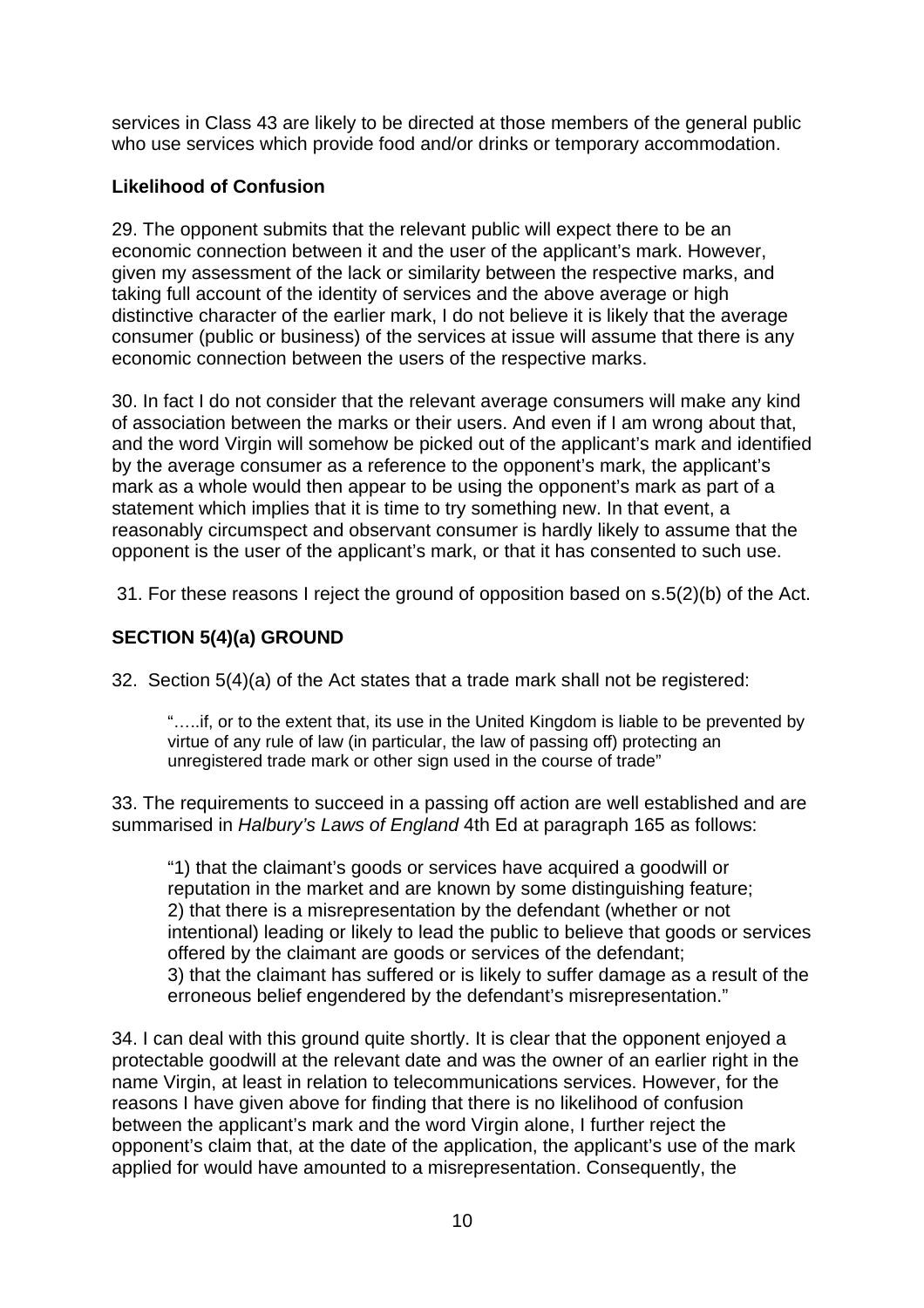services in Class 43 are likely to be directed at those members of the general public who use services which provide food and/or drinks or temporary accommodation.

**Likelihood of Confusion**

29. The opponent submits that the relevant public will expect there to be an economic connection between it and the user of the applicant's mark. However, given my assessment of the lack or similarity between the respective marks, and taking full account of the identity of services and the above average or high distinctive character of the earlier mark, I do not believe it is likely that the average consumer (public or business) of the services at issue will assume that there is any economic connection between the users of the respective marks.

30. In fact I do not consider that the relevant average consumers will make any kind of association between the marks or their users. And even if I am wrong about that, and the word Virgin will somehow be picked out of the applicant's mark and identified by the average consumer as a reference to the opponent's mark, the applicant's mark as a whole would then appear to be using the opponent's mark as part of a statement which implies that it is time to try something new. In that event, a reasonably circumspect and observant consumer is hardly likely to assume that the opponent is the user of the applicant's mark, or that it has consented to such use.

31. For these reasons I reject the ground of opposition based on s.5(2)(b) of the Act.

## SECTION 5(4)(a) GROUND

32. Section 5(4)(a) of the Act states that a trade mark shall not be registered:

> "…..if, or to the extent that, its use in the United Kingdom is liable to be prevented by virtue of any rule of law (in particular, the law of passing off) protecting an unregistered trade mark or other sign used in the course of trade"

33. The requirements to succeed in a passing off action are well established and are summarised in *Halbury's Laws of England* 4th Ed at paragraph 165 as follows:

> "1) that the claimant's goods or services have acquired a goodwill or reputation in the market and are known by some distinguishing feature;
> 2) that there is a misrepresentation by the defendant (whether or not intentional) leading or likely to lead the public to believe that goods or services offered by the claimant are goods or services of the defendant;
> 3) that the claimant has suffered or is likely to suffer damage as a result of the erroneous belief engendered by the defendant's misrepresentation."

34. I can deal with this ground quite shortly. It is clear that the opponent enjoyed a protectable goodwill at the relevant date and was the owner of an earlier right in the name Virgin, at least in relation to telecommunications services. However, for the reasons I have given above for finding that there is no likelihood of confusion between the applicant's mark and the word Virgin alone, I further reject the opponent's claim that, at the date of the application, the applicant's use of the mark applied for would have amounted to a misrepresentation. Consequently, the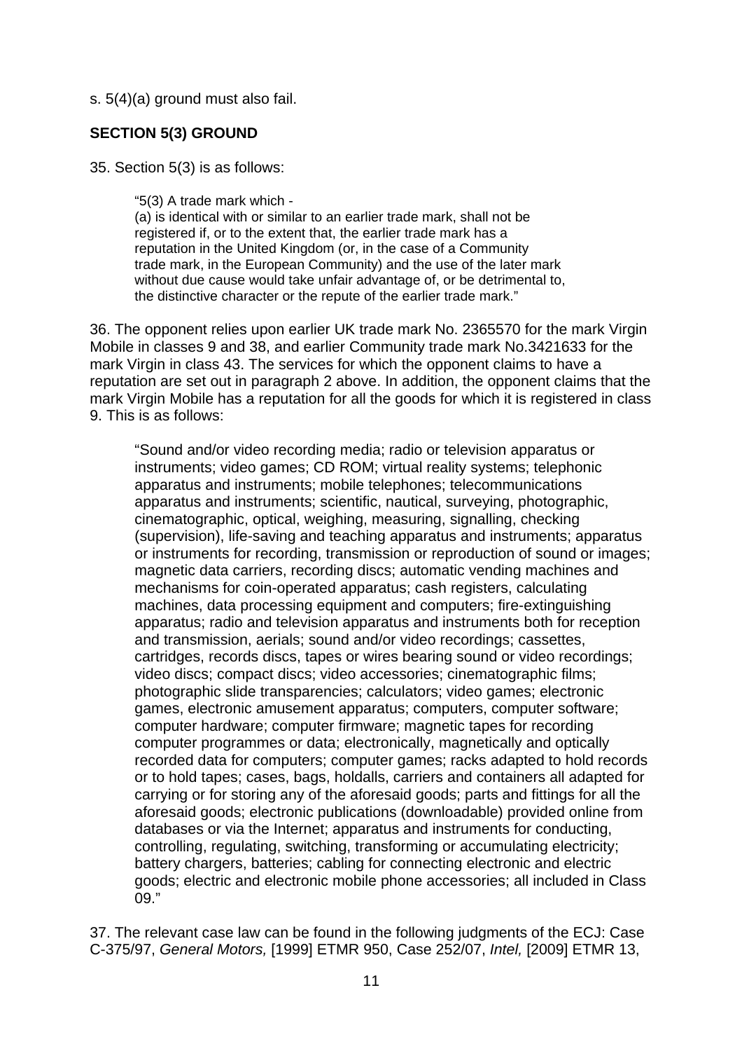s. 5(4)(a) ground must also fail.

**SECTION 5(3) GROUND**

35. Section 5(3) is as follows:

> "5(3) A trade mark which -
> (a) is identical with or similar to an earlier trade mark, shall not be registered if, or to the extent that, the earlier trade mark has a reputation in the United Kingdom (or, in the case of a Community trade mark, in the European Community) and the use of the later mark without due cause would take unfair advantage of, or be detrimental to, the distinctive character or the repute of the earlier trade mark."

36. The opponent relies upon earlier UK trade mark No. 2365570 for the mark Virgin Mobile in classes 9 and 38, and earlier Community trade mark No.3421633 for the mark Virgin in class 43. The services for which the opponent claims to have a reputation are set out in paragraph 2 above. In addition, the opponent claims that the mark Virgin Mobile has a reputation for all the goods for which it is registered in class 9. This is as follows:

> "Sound and/or video recording media; radio or television apparatus or instruments; video games; CD ROM; virtual reality systems; telephonic apparatus and instruments; mobile telephones; telecommunications apparatus and instruments; scientific, nautical, surveying, photographic, cinematographic, optical, weighing, measuring, signalling, checking (supervision), life-saving and teaching apparatus and instruments; apparatus or instruments for recording, transmission or reproduction of sound or images; magnetic data carriers, recording discs; automatic vending machines and mechanisms for coin-operated apparatus; cash registers, calculating machines, data processing equipment and computers; fire-extinguishing apparatus; radio and television apparatus and instruments both for reception and transmission, aerials; sound and/or video recordings; cassettes, cartridges, records discs, tapes or wires bearing sound or video recordings; video discs; compact discs; video accessories; cinematographic films; photographic slide transparencies; calculators; video games; electronic games, electronic amusement apparatus; computers, computer software; computer hardware; computer firmware; magnetic tapes for recording computer programmes or data; electronically, magnetically and optically recorded data for computers; computer games; racks adapted to hold records or to hold tapes; cases, bags, holdalls, carriers and containers all adapted for carrying or for storing any of the aforesaid goods; parts and fittings for all the aforesaid goods; electronic publications (downloadable) provided online from databases or via the Internet; apparatus and instruments for conducting, controlling, regulating, switching, transforming or accumulating electricity; battery chargers, batteries; cabling for connecting electronic and electric goods; electric and electronic mobile phone accessories; all included in Class 09."

37. The relevant case law can be found in the following judgments of the ECJ: Case C-375/97, *General Motors,* [1999] ETMR 950, Case 252/07, *Intel,* [2009] ETMR 13,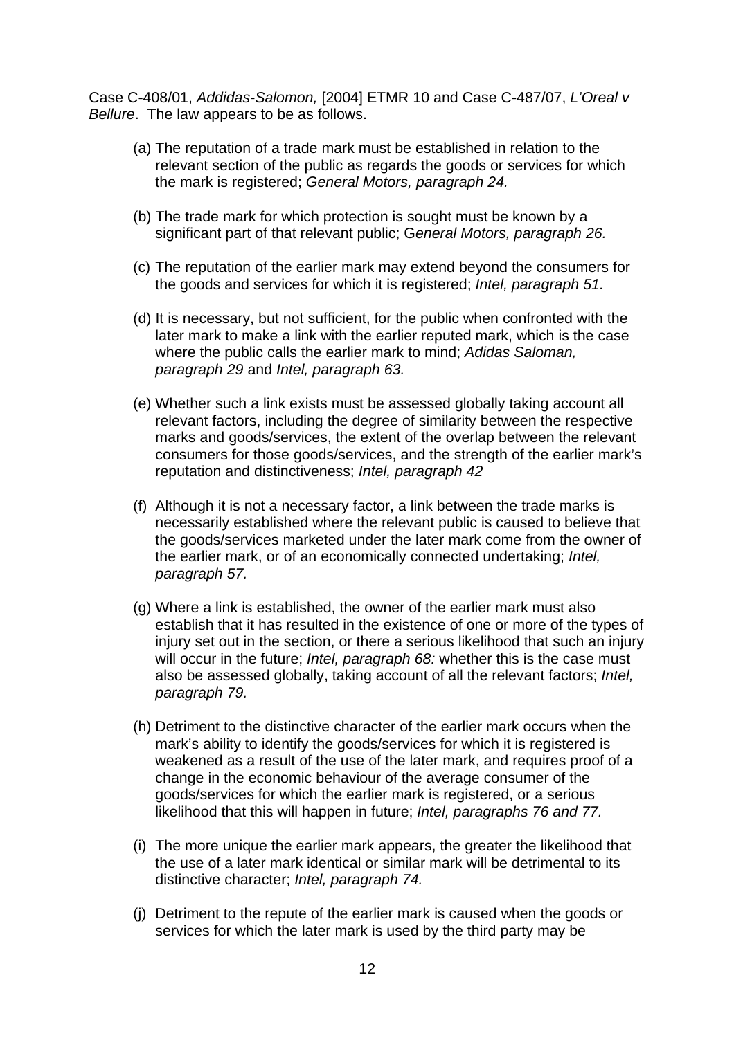Case C-408/01, *Addidas-Salomon,* [2004] ETMR 10 and Case C-487/07, *L'Oreal v Bellure*. The law appears to be as follows.

(a) The reputation of a trade mark must be established in relation to the relevant section of the public as regards the goods or services for which the mark is registered; *General Motors, paragraph 24.*

(b) The trade mark for which protection is sought must be known by a significant part of that relevant public; G*eneral Motors, paragraph 26.*

(c) The reputation of the earlier mark may extend beyond the consumers for the goods and services for which it is registered; *Intel, paragraph 51.*

(d) It is necessary, but not sufficient, for the public when confronted with the later mark to make a link with the earlier reputed mark, which is the case where the public calls the earlier mark to mind; *Adidas Saloman, paragraph 29* and *Intel, paragraph 63.*

(e) Whether such a link exists must be assessed globally taking account all relevant factors, including the degree of similarity between the respective marks and goods/services, the extent of the overlap between the relevant consumers for those goods/services, and the strength of the earlier mark's reputation and distinctiveness; *Intel, paragraph 42*

(f) Although it is not a necessary factor, a link between the trade marks is necessarily established where the relevant public is caused to believe that the goods/services marketed under the later mark come from the owner of the earlier mark, or of an economically connected undertaking; *Intel, paragraph 57.*

(g) Where a link is established, the owner of the earlier mark must also establish that it has resulted in the existence of one or more of the types of injury set out in the section, or there a serious likelihood that such an injury will occur in the future; *Intel, paragraph 68:* whether this is the case must also be assessed globally, taking account of all the relevant factors; *Intel, paragraph 79.*

(h) Detriment to the distinctive character of the earlier mark occurs when the mark's ability to identify the goods/services for which it is registered is weakened as a result of the use of the later mark, and requires proof of a change in the economic behaviour of the average consumer of the goods/services for which the earlier mark is registered, or a serious likelihood that this will happen in future; *Intel, paragraphs 76 and 77.*

(i) The more unique the earlier mark appears, the greater the likelihood that the use of a later mark identical or similar mark will be detrimental to its distinctive character; *Intel, paragraph 74.*

(j) Detriment to the repute of the earlier mark is caused when the goods or services for which the later mark is used by the third party may be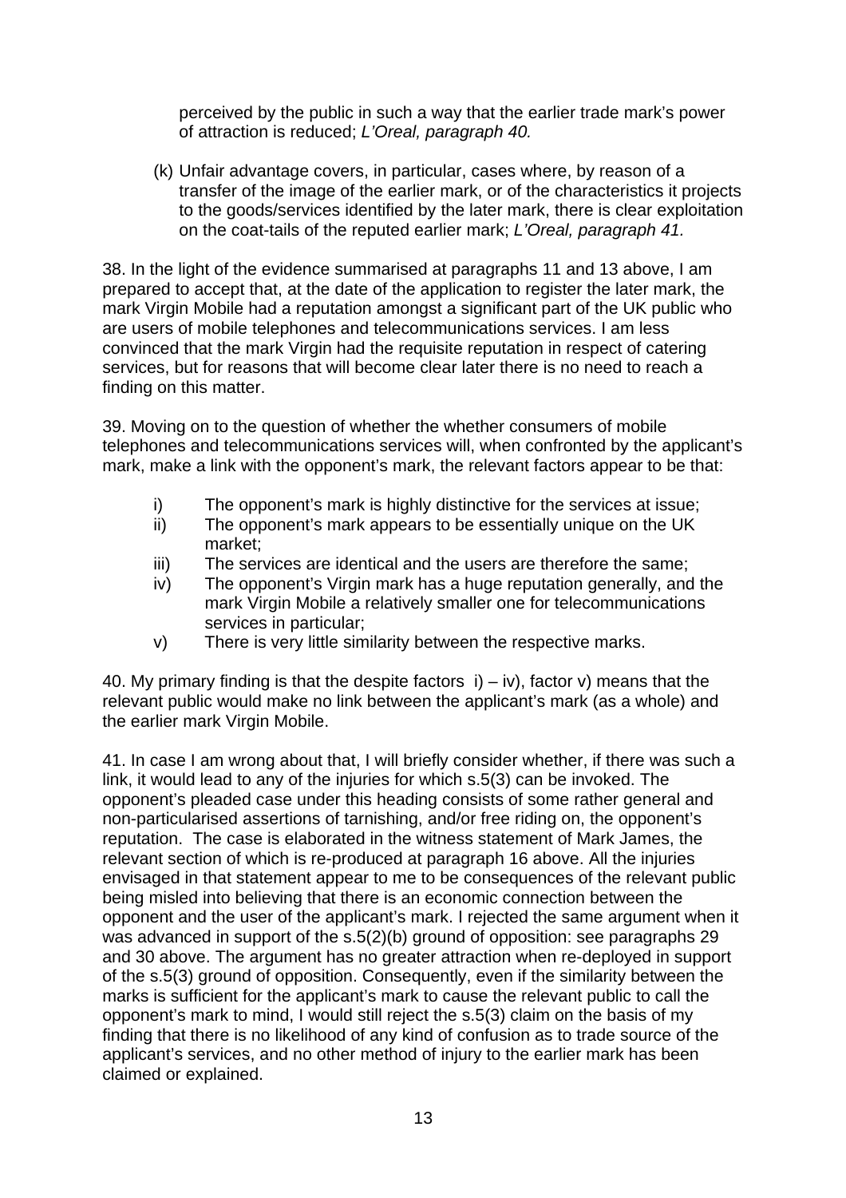perceived by the public in such a way that the earlier trade mark's power of attraction is reduced; *L'Oreal, paragraph 40.*

(k) Unfair advantage covers, in particular, cases where, by reason of a transfer of the image of the earlier mark, or of the characteristics it projects to the goods/services identified by the later mark, there is clear exploitation on the coat-tails of the reputed earlier mark; *L'Oreal, paragraph 41.*

38. In the light of the evidence summarised at paragraphs 11 and 13 above, I am prepared to accept that, at the date of the application to register the later mark, the mark Virgin Mobile had a reputation amongst a significant part of the UK public who are users of mobile telephones and telecommunications services. I am less convinced that the mark Virgin had the requisite reputation in respect of catering services, but for reasons that will become clear later there is no need to reach a finding on this matter.

39. Moving on to the question of whether the whether consumers of mobile telephones and telecommunications services will, when confronted by the applicant's mark, make a link with the opponent's mark, the relevant factors appear to be that:

i) The opponent's mark is highly distinctive for the services at issue;
ii) The opponent's mark appears to be essentially unique on the UK market;
iii) The services are identical and the users are therefore the same;
iv) The opponent's Virgin mark has a huge reputation generally, and the mark Virgin Mobile a relatively smaller one for telecommunications services in particular;
v) There is very little similarity between the respective marks.

40. My primary finding is that the despite factors i) – iv), factor v) means that the relevant public would make no link between the applicant's mark (as a whole) and the earlier mark Virgin Mobile.

41. In case I am wrong about that, I will briefly consider whether, if there was such a link, it would lead to any of the injuries for which s.5(3) can be invoked. The opponent's pleaded case under this heading consists of some rather general and non-particularised assertions of tarnishing, and/or free riding on, the opponent's reputation. The case is elaborated in the witness statement of Mark James, the relevant section of which is re-produced at paragraph 16 above. All the injuries envisaged in that statement appear to me to be consequences of the relevant public being misled into believing that there is an economic connection between the opponent and the user of the applicant's mark. I rejected the same argument when it was advanced in support of the s.5(2)(b) ground of opposition: see paragraphs 29 and 30 above. The argument has no greater attraction when re-deployed in support of the s.5(3) ground of opposition. Consequently, even if the similarity between the marks is sufficient for the applicant's mark to cause the relevant public to call the opponent's mark to mind, I would still reject the s.5(3) claim on the basis of my finding that there is no likelihood of any kind of confusion as to trade source of the applicant's services, and no other method of injury to the earlier mark has been claimed or explained.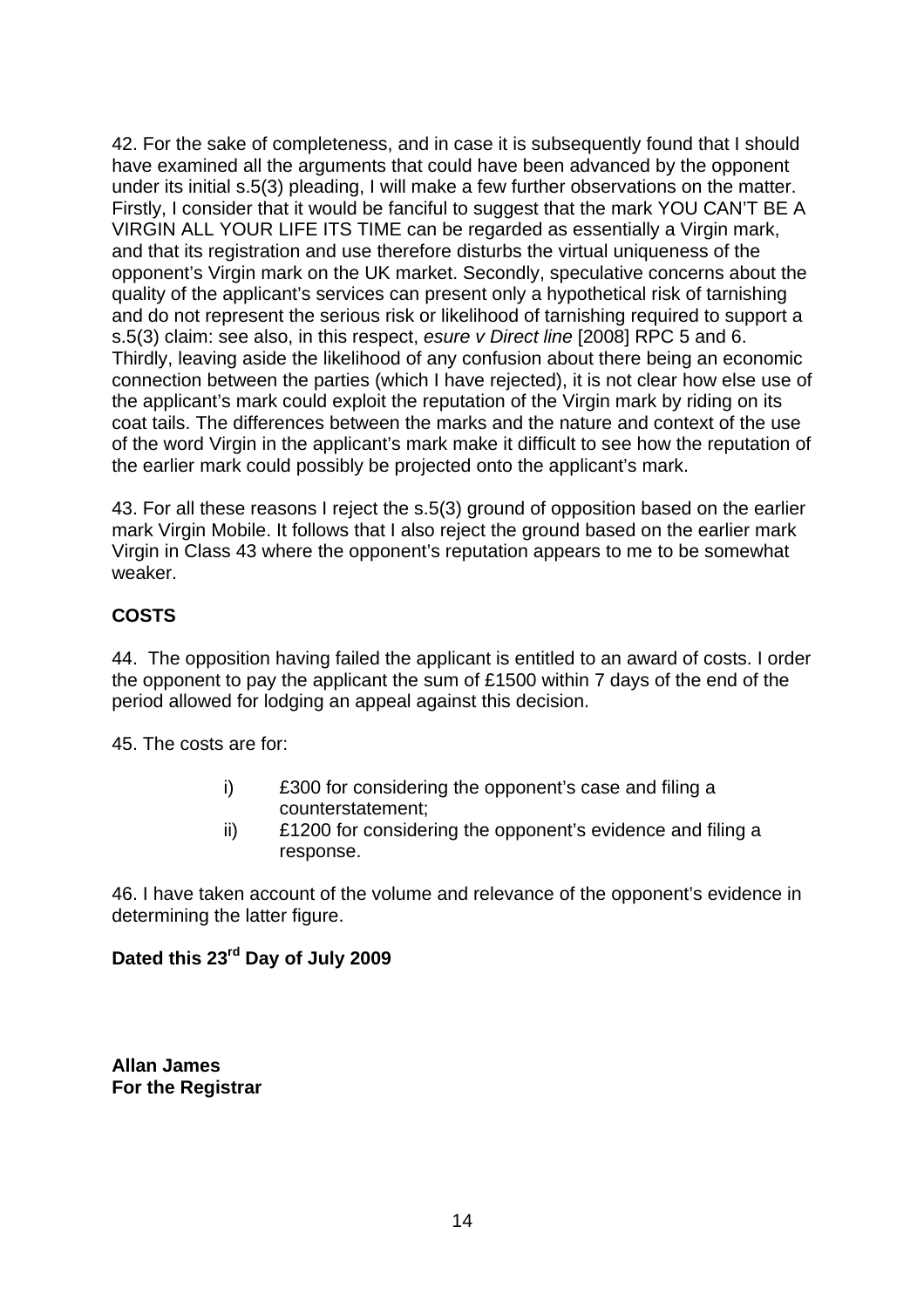42. For the sake of completeness, and in case it is subsequently found that I should have examined all the arguments that could have been advanced by the opponent under its initial s.5(3) pleading, I will make a few further observations on the matter. Firstly, I consider that it would be fanciful to suggest that the mark YOU CAN'T BE A VIRGIN ALL YOUR LIFE ITS TIME can be regarded as essentially a Virgin mark, and that its registration and use therefore disturbs the virtual uniqueness of the opponent's Virgin mark on the UK market. Secondly, speculative concerns about the quality of the applicant's services can present only a hypothetical risk of tarnishing and do not represent the serious risk or likelihood of tarnishing required to support a s.5(3) claim: see also, in this respect, *esure v Direct line* [2008] RPC 5 and 6. Thirdly, leaving aside the likelihood of any confusion about there being an economic connection between the parties (which I have rejected), it is not clear how else use of the applicant's mark could exploit the reputation of the Virgin mark by riding on its coat tails. The differences between the marks and the nature and context of the use of the word Virgin in the applicant's mark make it difficult to see how the reputation of the earlier mark could possibly be projected onto the applicant's mark.

43. For all these reasons I reject the s.5(3) ground of opposition based on the earlier mark Virgin Mobile. It follows that I also reject the ground based on the earlier mark Virgin in Class 43 where the opponent's reputation appears to me to be somewhat weaker.

## COSTS

44. The opposition having failed the applicant is entitled to an award of costs. I order the opponent to pay the applicant the sum of £1500 within 7 days of the end of the period allowed for lodging an appeal against this decision.

45. The costs are for:

- i) £300 for considering the opponent's case and filing a counterstatement;
- ii) £1200 for considering the opponent's evidence and filing a response.

46. I have taken account of the volume and relevance of the opponent's evidence in determining the latter figure.

**Dated this 23rd Day of July 2009**

**Allan James**
**For the Registrar**